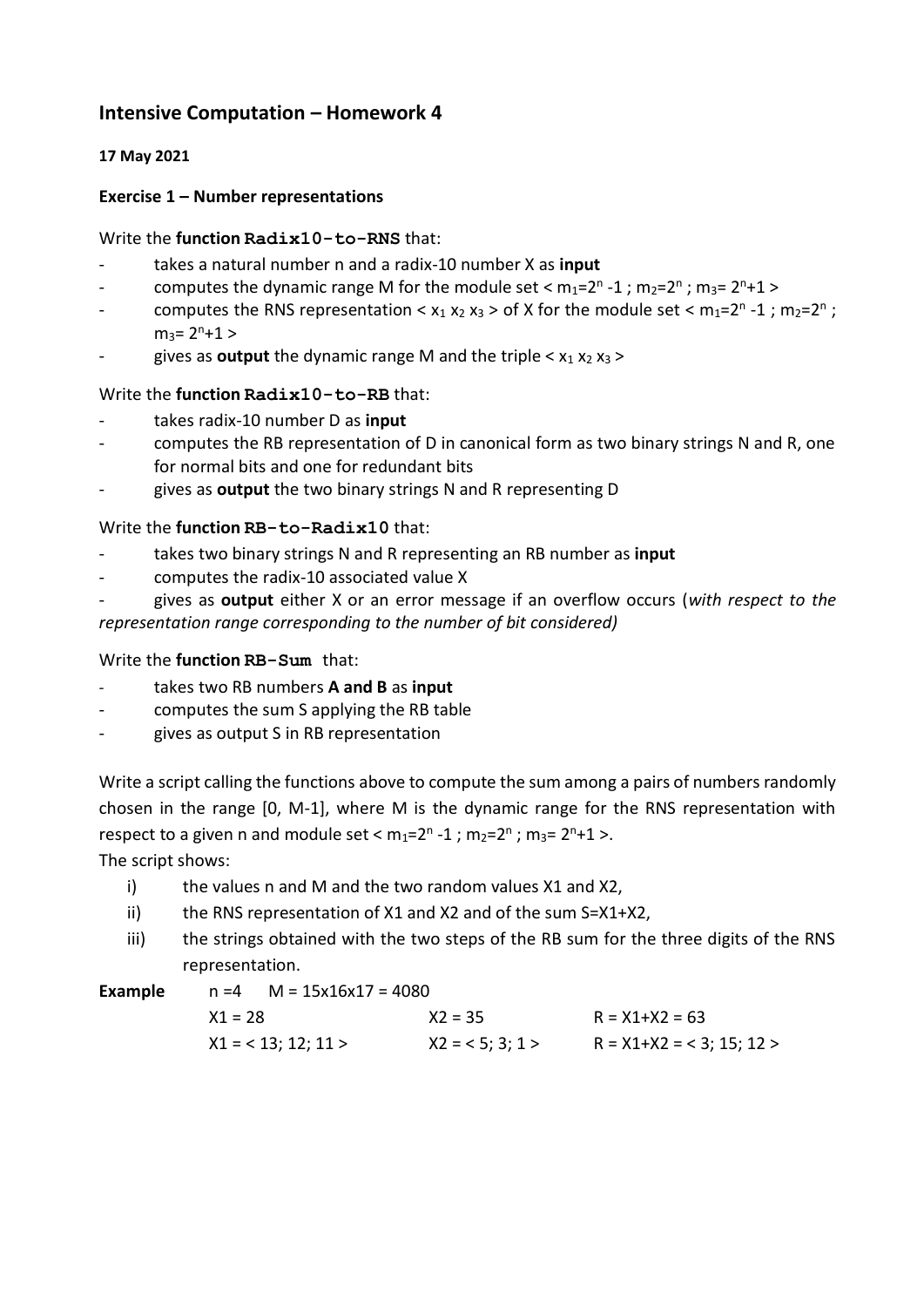# Intensive Computation – Homework 4

**17 May 2021**

**Exercise 1 – Number representations**

Write the **function `Radix10-to-RNS`** that:

- takes a natural number n and a radix-10 number X as **input**
- computes the dynamic range M for the module set < $m_1=2^n-1$ ; $m_2=2^n$ ; $m_3=2^n+1$ >
- computes the RNS representation < $x_1$ $x_2$ $x_3$ > of X for the module set < $m_1=2^n-1$ ; $m_2=2^n$ ; $m_3=2^n+1$ >
- gives as **output** the dynamic range M and the triple < $x_1$ $x_2$ $x_3$ >

Write the **function `Radix10-to-RB`** that:

- takes radix-10 number D as **input**
- computes the RB representation of D in canonical form as two binary strings N and R, one for normal bits and one for redundant bits
- gives as **output** the two binary strings N and R representing D

Write the **function `RB-to-Radix10`** that:

- takes two binary strings N and R representing an RB number as **input**
- computes the radix-10 associated value X
- gives as **output** either X or an error message if an overflow occurs (*with respect to the representation range corresponding to the number of bit considered)*

Write the **function `RB-Sum`** that:

- takes two RB numbers **A and B** as **input**
- computes the sum S applying the RB table
- gives as output S in RB representation

Write a script calling the functions above to compute the sum among a pairs of numbers randomly chosen in the range [0, M-1], where M is the dynamic range for the RNS representation with respect to a given n and module set < $m_1=2^n-1$ ; $m_2=2^n$ ; $m_3=2^n+1$ >.

The script shows:

i) the values n and M and the two random values X1 and X2,
ii) the RNS representation of X1 and X2 and of the sum S=X1+X2,
iii) the strings obtained with the two steps of the RB sum for the three digits of the RNS representation.

**Example** n =4 M = 15x16x17 = 4080

X1 = 28 X2 = 35 R = X1+X2 = 63

X1 = < 13; 12; 11 > X2 = < 5; 3; 1 > R = X1+X2 = < 3; 15; 12 >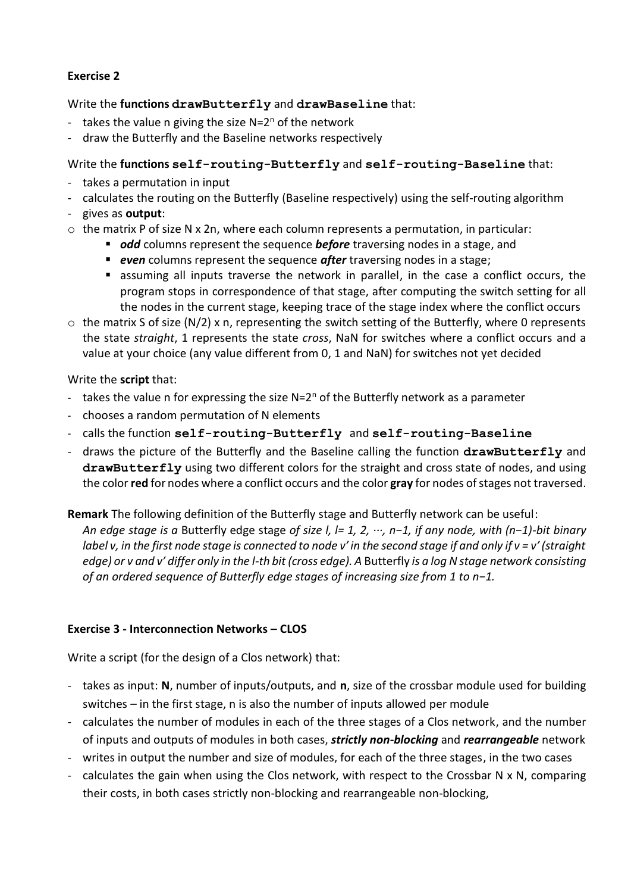**Exercise 2**

Write the **functions `drawButterfly`** and **`drawBaseline`** that:

- takes the value n giving the size $N=2^n$ of the network
- draw the Butterfly and the Baseline networks respectively

Write the **functions `self-routing-Butterfly`** and **`self-routing-Baseline`** that:

- takes a permutation in input
- calculates the routing on the Butterfly (Baseline respectively) using the self-routing algorithm
- gives as **output**:
  - the matrix P of size N x 2n, where each column represents a permutation, in particular:
    - ***odd*** columns represent the sequence ***before*** traversing nodes in a stage, and
    - ***even*** columns represent the sequence ***after*** traversing nodes in a stage;
    - assuming all inputs traverse the network in parallel, in the case a conflict occurs, the program stops in correspondence of that stage, after computing the switch setting for all the nodes in the current stage, keeping trace of the stage index where the conflict occurs
  - the matrix S of size (N/2) x n, representing the switch setting of the Butterfly, where 0 represents the state *straight*, 1 represents the state *cross*, NaN for switches where a conflict occurs and a value at your choice (any value different from 0, 1 and NaN) for switches not yet decided

Write the **script** that:

- takes the value n for expressing the size $N=2^n$ of the Butterfly network as a parameter
- chooses a random permutation of N elements
- calls the function **`self-routing-Butterfly`** and **`self-routing-Baseline`**
- draws the picture of the Butterfly and the Baseline calling the function **`drawButterfly`** and **`drawButterfly`** using two different colors for the straight and cross state of nodes, and using the color **red** for nodes where a conflict occurs and the color **gray** for nodes of stages not traversed.

**Remark** The following definition of the Butterfly stage and Butterfly network can be useful:
*An edge stage is a* Butterfly edge stage *of size l, l= 1, 2, ···, n−1, if any node, with (n−1)-bit binary label v, in the first node stage is connected to node v' in the second stage if and only if v = v' (straight edge) or v and v' differ only in the l-th bit (cross edge). A* Butterfly *is a log N stage network consisting of an ordered sequence of Butterfly edge stages of increasing size from 1 to n−1.*

**Exercise 3 - Interconnection Networks – CLOS**

Write a script (for the design of a Clos network) that:

- takes as input: **N**, number of inputs/outputs, and **n**, size of the crossbar module used for building switches – in the first stage, n is also the number of inputs allowed per module
- calculates the number of modules in each of the three stages of a Clos network, and the number of inputs and outputs of modules in both cases, ***strictly non-blocking*** and ***rearrangeable*** network
- writes in output the number and size of modules, for each of the three stages, in the two cases
- calculates the gain when using the Clos network, with respect to the Crossbar N x N, comparing their costs, in both cases strictly non-blocking and rearrangeable non-blocking,